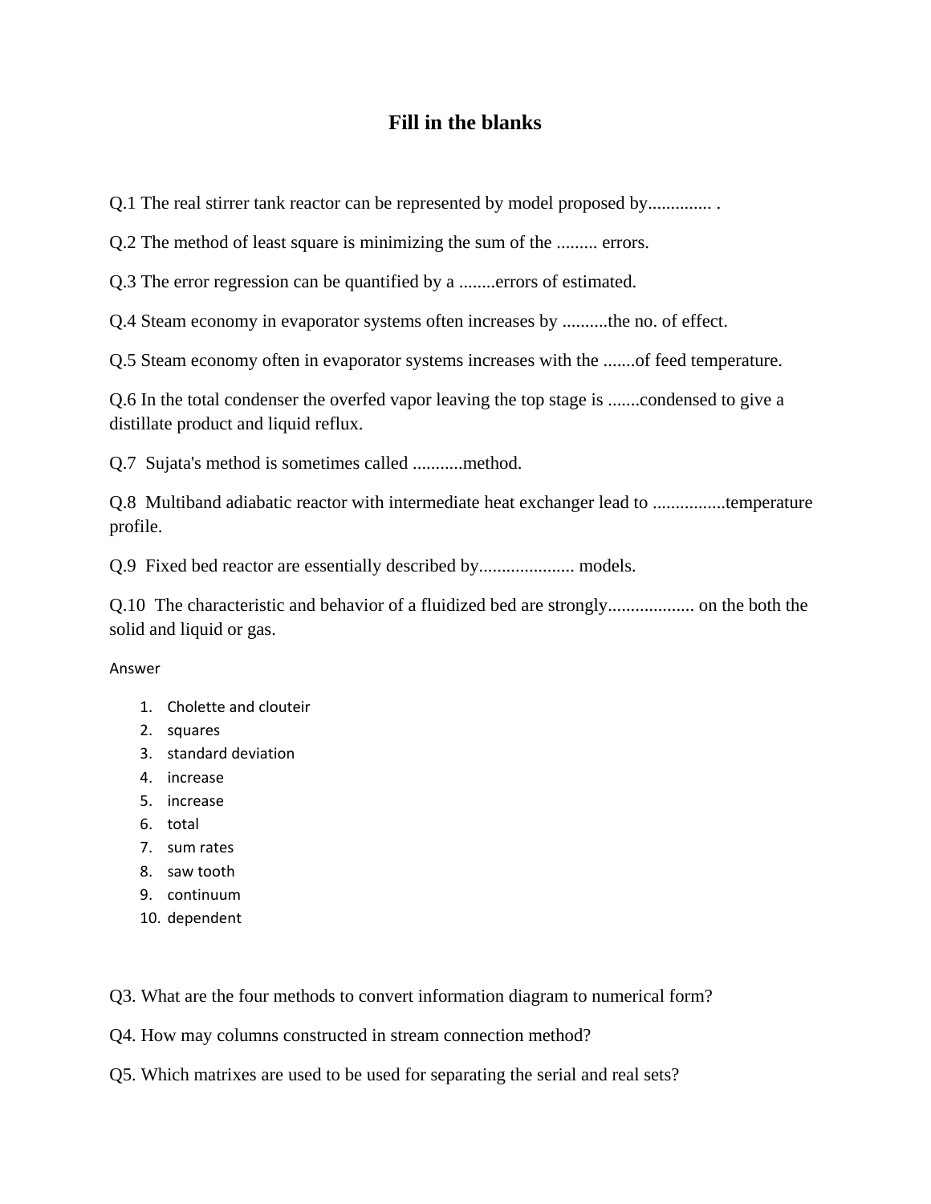# Fill in the blanks

Q.1 The real stirrer tank reactor can be represented by model proposed by.............. .

Q.2 The method of least square is minimizing the sum of the ......... errors.

Q.3 The error regression can be quantified by a ........errors of estimated.

Q.4 Steam economy in evaporator systems often increases by ..........the no. of effect.

Q.5 Steam economy often in evaporator systems increases with the .......of feed temperature.

Q.6 In the total condenser the overfed vapor leaving the top stage is .......condensed to give a distillate product and liquid reflux.

Q.7 Sujata's method is sometimes called ...........method.

Q.8 Multiband adiabatic reactor with intermediate heat exchanger lead to ................temperature profile.

Q.9 Fixed bed reactor are essentially described by..................... models.

Q.10 The characteristic and behavior of a fluidized bed are strongly................... on the both the solid and liquid or gas.

Answer

1. Cholette and clouteir
2. squares
3. standard deviation
4. increase
5. increase
6. total
7. sum rates
8. saw tooth
9. continuum
10. dependent

Q3. What are the four methods to convert information diagram to numerical form?

Q4. How may columns constructed in stream connection method?

Q5. Which matrixes are used to be used for separating the serial and real sets?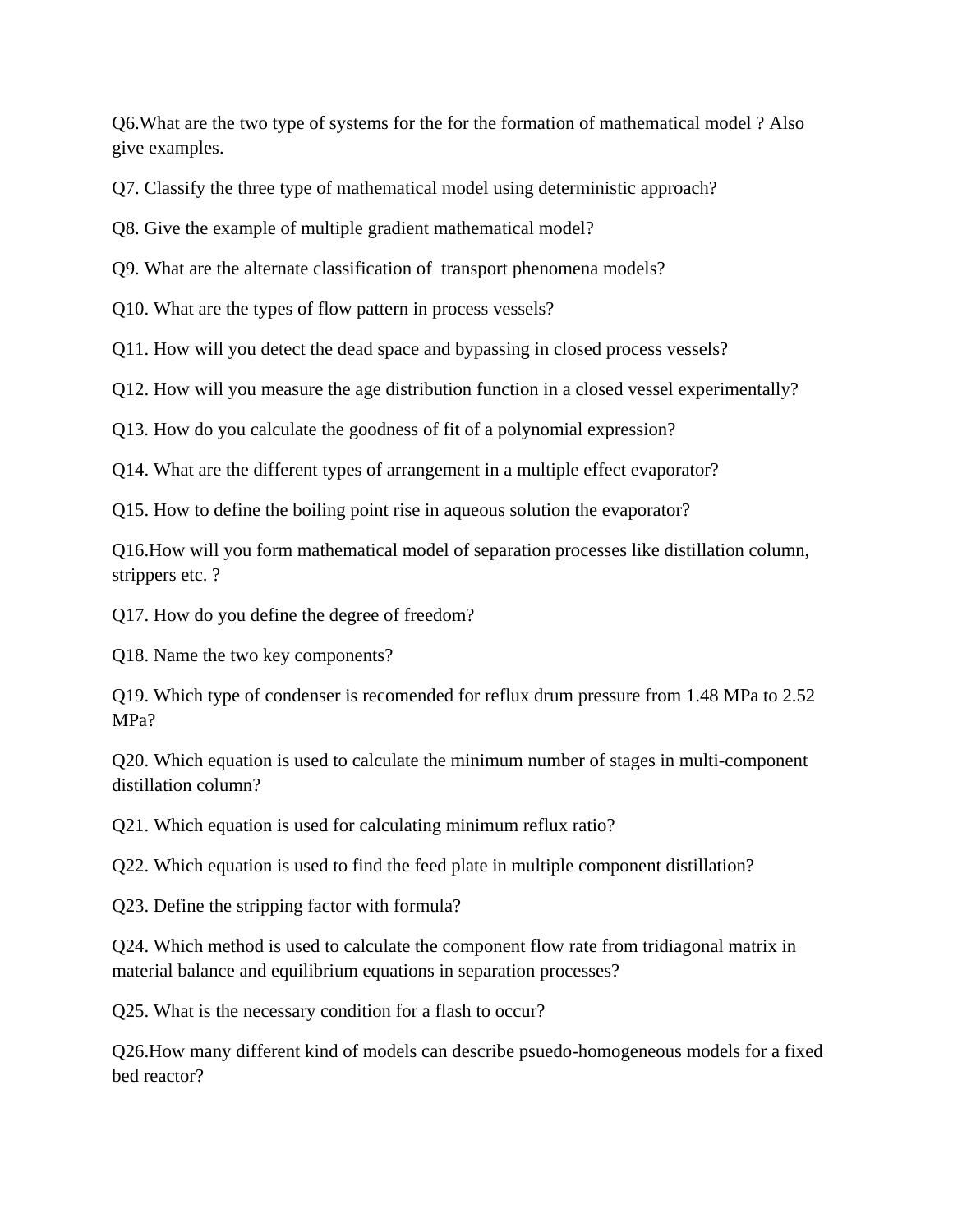Q6.What are the two type of systems for the for the formation of mathematical model ? Also give examples.

Q7. Classify the three type of mathematical model using deterministic approach?

Q8. Give the example of multiple gradient mathematical model?

Q9. What are the alternate classification of  transport phenomena models?

Q10. What are the types of flow pattern in process vessels?

Q11. How will you detect the dead space and bypassing in closed process vessels?

Q12. How will you measure the age distribution function in a closed vessel experimentally?

Q13. How do you calculate the goodness of fit of a polynomial expression?

Q14. What are the different types of arrangement in a multiple effect evaporator?

Q15. How to define the boiling point rise in aqueous solution the evaporator?

Q16.How will you form mathematical model of separation processes like distillation column, strippers etc. ?

Q17. How do you define the degree of freedom?

Q18. Name the two key components?

Q19. Which type of condenser is recomended for reflux drum pressure from 1.48 MPa to 2.52 MPa?

Q20. Which equation is used to calculate the minimum number of stages in multi-component distillation column?

Q21. Which equation is used for calculating minimum reflux ratio?

Q22. Which equation is used to find the feed plate in multiple component distillation?

Q23. Define the stripping factor with formula?

Q24. Which method is used to calculate the component flow rate from tridiagonal matrix in material balance and equilibrium equations in separation processes?

Q25. What is the necessary condition for a flash to occur?

Q26.How many different kind of models can describe psuedo-homogeneous models for a fixed bed reactor?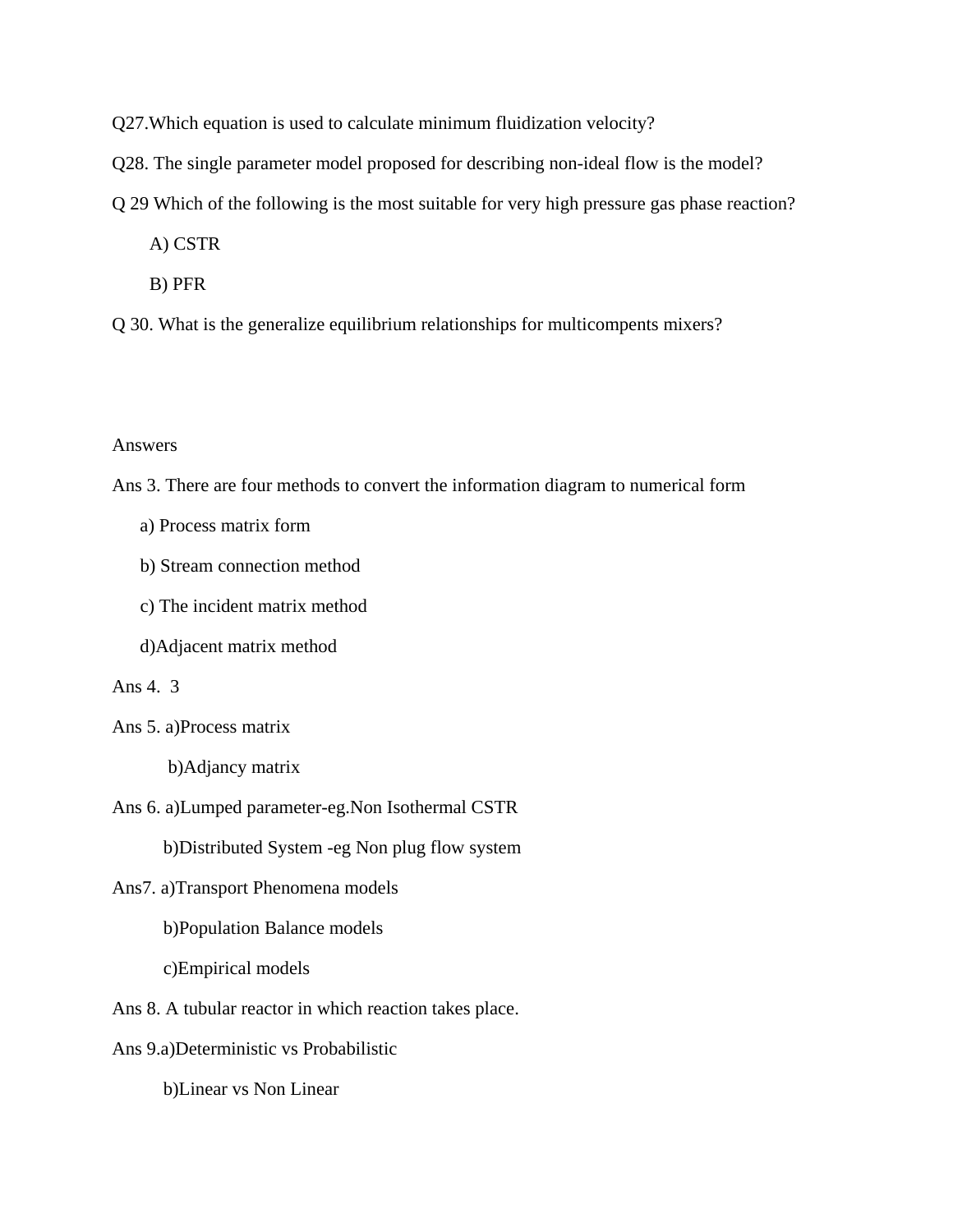Q27.Which equation is used to calculate minimum fluidization velocity?

Q28. The single parameter model proposed for describing non-ideal flow is the model?

Q 29 Which of the following is the most suitable for very high pressure gas phase reaction?

A) CSTR

B) PFR

Q 30. What is the generalize equilibrium relationships for multicompents mixers?

Answers

Ans 3. There are four methods to convert the information diagram to numerical form

a) Process matrix form

b) Stream connection method

c) The incident matrix method

d)Adjacent matrix method

Ans 4. 3

Ans 5. a)Process matrix

b)Adjancy matrix

Ans 6. a)Lumped parameter-eg.Non Isothermal CSTR

b)Distributed System -eg Non plug flow system

Ans7. a)Transport Phenomena models

b)Population Balance models

c)Empirical models

Ans 8. A tubular reactor in which reaction takes place.

Ans 9.a)Deterministic vs Probabilistic

b)Linear vs Non Linear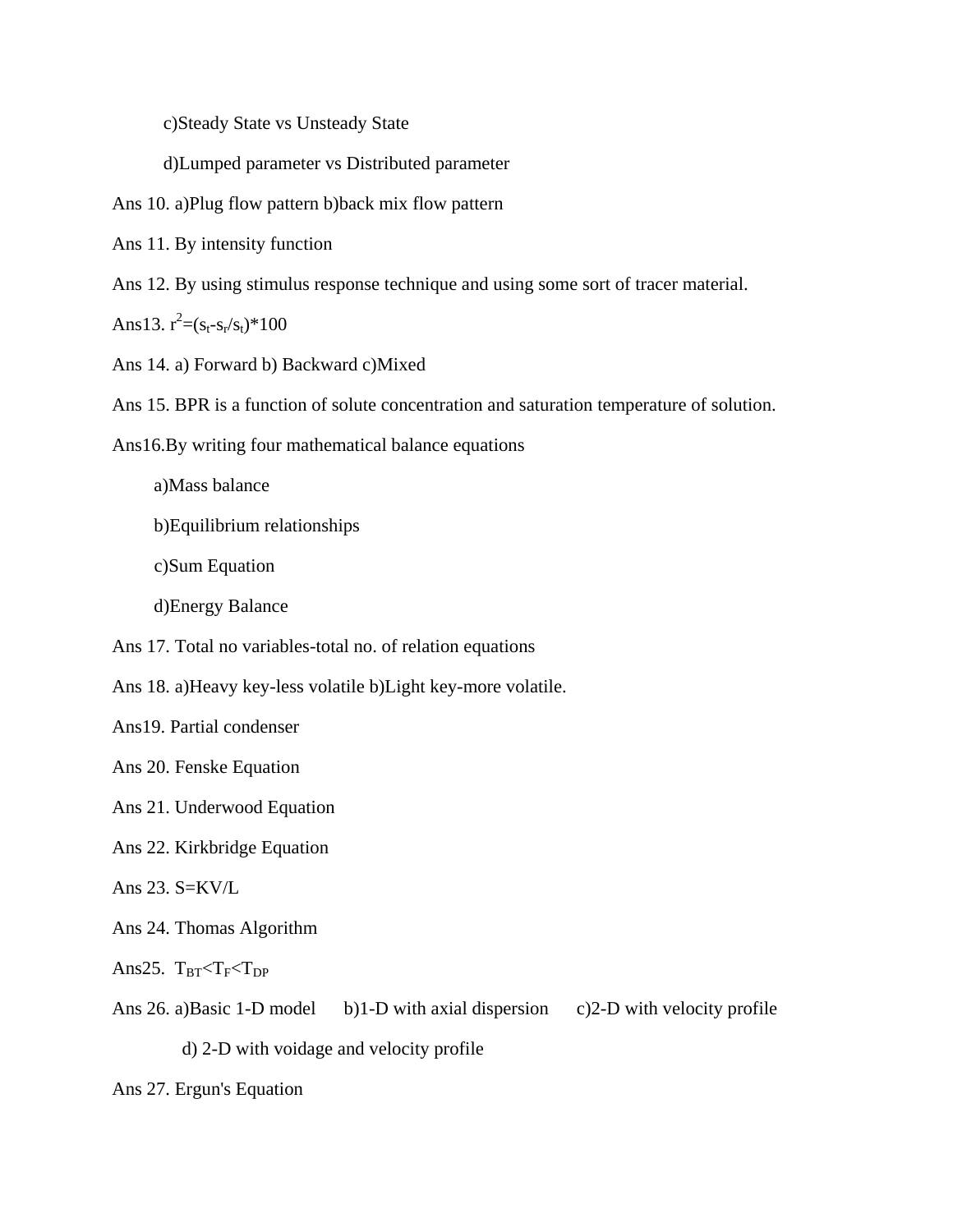c)Steady State vs Unsteady State

d)Lumped parameter vs Distributed parameter

Ans 10. a)Plug flow pattern b)back mix flow pattern

Ans 11. By intensity function

Ans 12. By using stimulus response technique and using some sort of tracer material.

Ans13. $r^2=(s_t-s_r/s_t)*100$

Ans 14. a) Forward b) Backward c)Mixed

Ans 15. BPR is a function of solute concentration and saturation temperature of solution.

Ans16.By writing four mathematical balance equations

a)Mass balance

b)Equilibrium relationships

c)Sum Equation

d)Energy Balance

Ans 17. Total no variables-total no. of relation equations

Ans 18. a)Heavy key-less volatile b)Light key-more volatile.

Ans19. Partial condenser

Ans 20. Fenske Equation

Ans 21. Underwood Equation

Ans 22. Kirkbridge Equation

Ans 23. S=KV/L

Ans 24. Thomas Algorithm

Ans25. $T_{BT}<T_F<T_{DP}$

Ans 26. a)Basic 1-D model b)1-D with axial dispersion c)2-D with velocity profile

d) 2-D with voidage and velocity profile

Ans 27. Ergun's Equation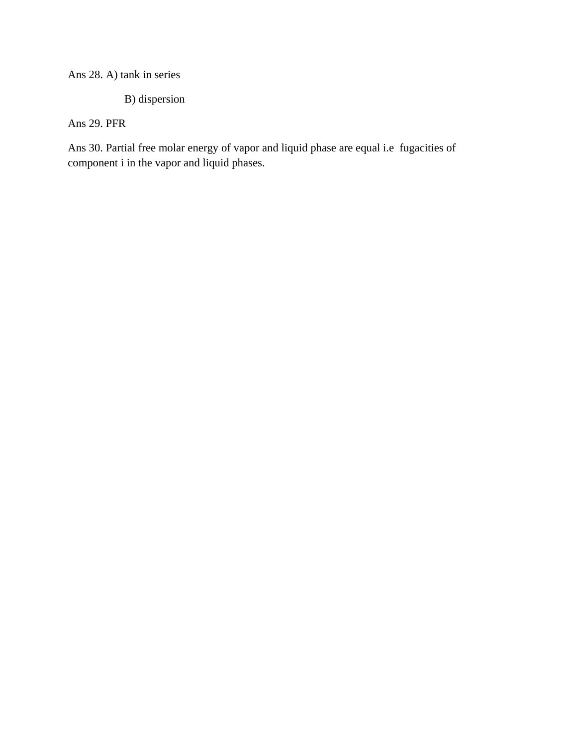Ans 28. A) tank in series

B) dispersion

Ans 29. PFR

Ans 30. Partial free molar energy of vapor and liquid phase are equal i.e fugacities of component i in the vapor and liquid phases.